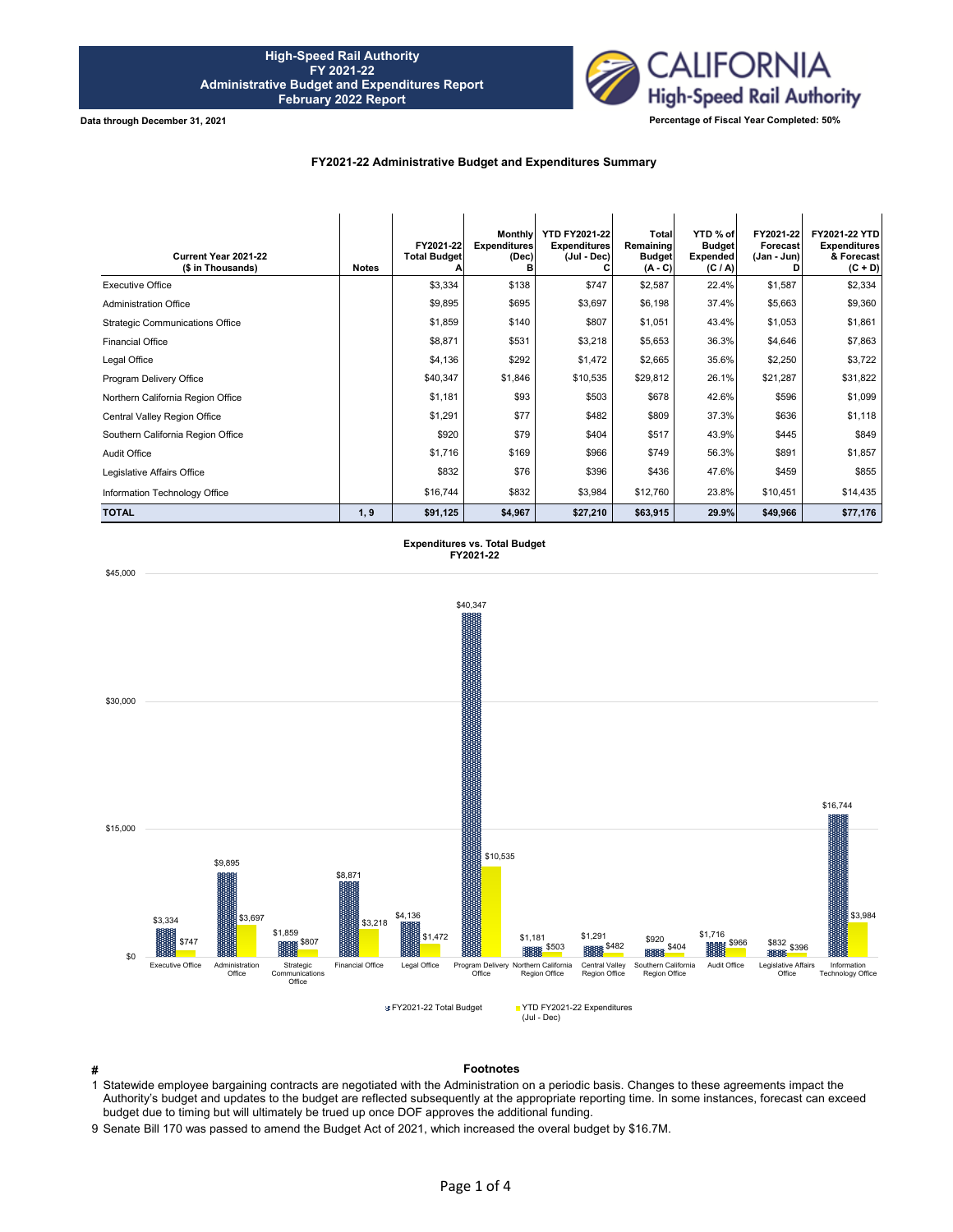# High-Speed Rail Authority
## FY 2021-22
## Administrative Budget and Expenditures Report
## February 2022 Report

**Data through December 31, 2021**

**Percentage of Fiscal Year Completed: 50%**

### FY2021-22 Administrative Budget and Expenditures Summary

| Current Year 2021-22 ($ in Thousands) | Notes | FY2021-22 Total Budget A | Monthly Expenditures (Dec) B | YTD FY2021-22 Expenditures (Jul - Dec) C | Total Remaining Budget (A - C) | YTD % of Budget Expended (C / A) | FY2021-22 Forecast (Jan - Jun) D | FY2021-22 YTD Expenditures & Forecast (C + D) |
|---|---|---|---|---|---|---|---|---|
| Executive Office | | $3,334 | $138 | $747 | $2,587 | 22.4% | $1,587 | $2,334 |
| Administration Office | | $9,895 | $695 | $3,697 | $6,198 | 37.4% | $5,663 | $9,360 |
| Strategic Communications Office | | $1,859 | $140 | $807 | $1,051 | 43.4% | $1,053 | $1,861 |
| Financial Office | | $8,871 | $531 | $3,218 | $5,653 | 36.3% | $4,646 | $7,863 |
| Legal Office | | $4,136 | $292 | $1,472 | $2,665 | 35.6% | $2,250 | $3,722 |
| Program Delivery Office | | $40,347 | $1,846 | $10,535 | $29,812 | 26.1% | $21,287 | $31,822 |
| Northern California Region Office | | $1,181 | $93 | $503 | $678 | 42.6% | $596 | $1,099 |
| Central Valley Region Office | | $1,291 | $77 | $482 | $809 | 37.3% | $636 | $1,118 |
| Southern California Region Office | | $920 | $79 | $404 | $517 | 43.9% | $445 | $849 |
| Audit Office | | $1,716 | $169 | $966 | $749 | 56.3% | $891 | $1,857 |
| Legislative Affairs Office | | $832 | $76 | $396 | $436 | 47.6% | $459 | $855 |
| Information Technology Office | | $16,744 | $832 | $3,984 | $12,760 | 23.8% | $10,451 | $14,435 |
| **TOTAL** | **1, 9** | **$91,125** | **$4,967** | **$27,210** | **$63,915** | **29.9%** | **$49,966** | **$77,176** |

### Expenditures vs. Total Budget FY2021-22

| Office | FY2021-22 Total Budget | YTD FY2021-22 Expenditures (Jul - Dec) |
|---|---|---|
| Executive Office | $3,334 | $747 |
| Administration Office | $9,895 | $3,697 |
| Strategic Communications Office | $1,859 | $807 |
| Financial Office | $8,871 | $3,218 |
| Legal Office | $4,136 | $1,472 |
| Program Delivery Office | $40,347 | $10,535 |
| Northern California Region Office | $1,181 | $503 |
| Central Valley Region Office | $1,291 | $482 |
| Southern California Region Office | $920 | $404 |
| Audit Office | $1,716 | $966 |
| Legislative Affairs Office | $832 | $396 |
| Information Technology Office | $16,744 | $3,984 |

### Footnotes

| # | Footnotes |
|---|---|
| 1 | Statewide employee bargaining contracts are negotiated with the Administration on a periodic basis. Changes to these agreements impact the Authority's budget and updates to the budget are reflected subsequently at the appropriate reporting time. In some instances, forecast can exceed budget due to timing but will ultimately be trued up once DOF approves the additional funding. |
| 9 | Senate Bill 170 was passed to amend the Budget Act of 2021, which increased the overal budget by $16.7M. |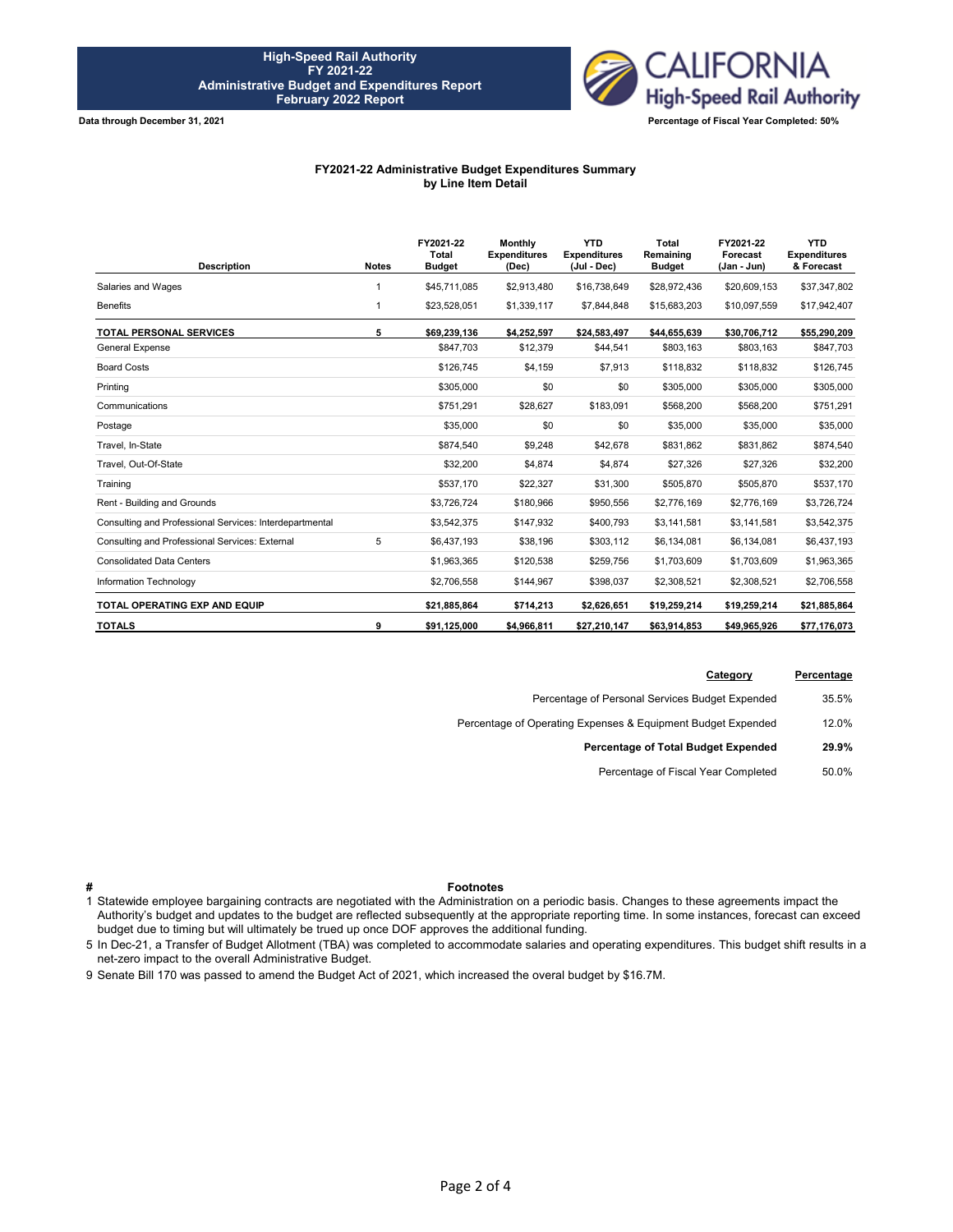**High-Speed Rail Authority**
**FY 2021-22**
**Administrative Budget and Expenditures Report**
**February 2022 Report**

**Data through December 31, 2021**

**Percentage of Fiscal Year Completed: 50%**

## FY2021-22 Administrative Budget Expenditures Summary by Line Item Detail

| Description | Notes | FY2021-22 Total Budget | Monthly Expenditures (Dec) | YTD Expenditures (Jul - Dec) | Total Remaining Budget | FY2021-22 Forecast (Jan - Jun) | YTD Expenditures & Forecast |
|---|---|---|---|---|---|---|---|
| Salaries and Wages | 1 | $45,711,085 | $2,913,480 | $16,738,649 | $28,972,436 | $20,609,153 | $37,347,802 |
| Benefits | 1 | $23,528,051 | $1,339,117 | $7,844,848 | $15,683,203 | $10,097,559 | $17,942,407 |
| **TOTAL PERSONAL SERVICES** | **5** | **$69,239,136** | **$4,252,597** | **$24,583,497** | **$44,655,639** | **$30,706,712** | **$55,290,209** |
| General Expense | | $847,703 | $12,379 | $44,541 | $803,163 | $803,163 | $847,703 |
| Board Costs | | $126,745 | $4,159 | $7,913 | $118,832 | $118,832 | $126,745 |
| Printing | | $305,000 | $0 | $0 | $305,000 | $305,000 | $305,000 |
| Communications | | $751,291 | $28,627 | $183,091 | $568,200 | $568,200 | $751,291 |
| Postage | | $35,000 | $0 | $0 | $35,000 | $35,000 | $35,000 |
| Travel, In-State | | $874,540 | $9,248 | $42,678 | $831,862 | $831,862 | $874,540 |
| Travel, Out-Of-State | | $32,200 | $4,874 | $4,874 | $27,326 | $27,326 | $32,200 |
| Training | | $537,170 | $22,327 | $31,300 | $505,870 | $505,870 | $537,170 |
| Rent - Building and Grounds | | $3,726,724 | $180,966 | $950,556 | $2,776,169 | $2,776,169 | $3,726,724 |
| Consulting and Professional Services: Interdepartmental | | $3,542,375 | $147,932 | $400,793 | $3,141,581 | $3,141,581 | $3,542,375 |
| Consulting and Professional Services: External | 5 | $6,437,193 | $38,196 | $303,112 | $6,134,081 | $6,134,081 | $6,437,193 |
| Consolidated Data Centers | | $1,963,365 | $120,538 | $259,756 | $1,703,609 | $1,703,609 | $1,963,365 |
| Information Technology | | $2,706,558 | $144,967 | $398,037 | $2,308,521 | $2,308,521 | $2,706,558 |
| **TOTAL OPERATING EXP AND EQUIP** | | **$21,885,864** | **$714,213** | **$2,626,651** | **$19,259,214** | **$19,259,214** | **$21,885,864** |
| **TOTALS** | **9** | **$91,125,000** | **$4,966,811** | **$27,210,147** | **$63,914,853** | **$49,965,926** | **$77,176,073** |

| Category | Percentage |
|---|---|
| Percentage of Personal Services Budget Expended | 35.5% |
| Percentage of Operating Expenses & Equipment Budget Expended | 12.0% |
| **Percentage of Total Budget Expended** | **29.9%** |
| Percentage of Fiscal Year Completed | 50.0% |

| # | Footnotes |
|---|---|
| 1 | Statewide employee bargaining contracts are negotiated with the Administration on a periodic basis. Changes to these agreements impact the Authority's budget and updates to the budget are reflected subsequently at the appropriate reporting time. In some instances, forecast can exceed budget due to timing but will ultimately be trued up once DOF approves the additional funding. |
| 5 | In Dec-21, a Transfer of Budget Allotment (TBA) was completed to accommodate salaries and operating expenditures. This budget shift results in a net-zero impact to the overall Administrative Budget. |
| 9 | Senate Bill 170 was passed to amend the Budget Act of 2021, which increased the overal budget by $16.7M. |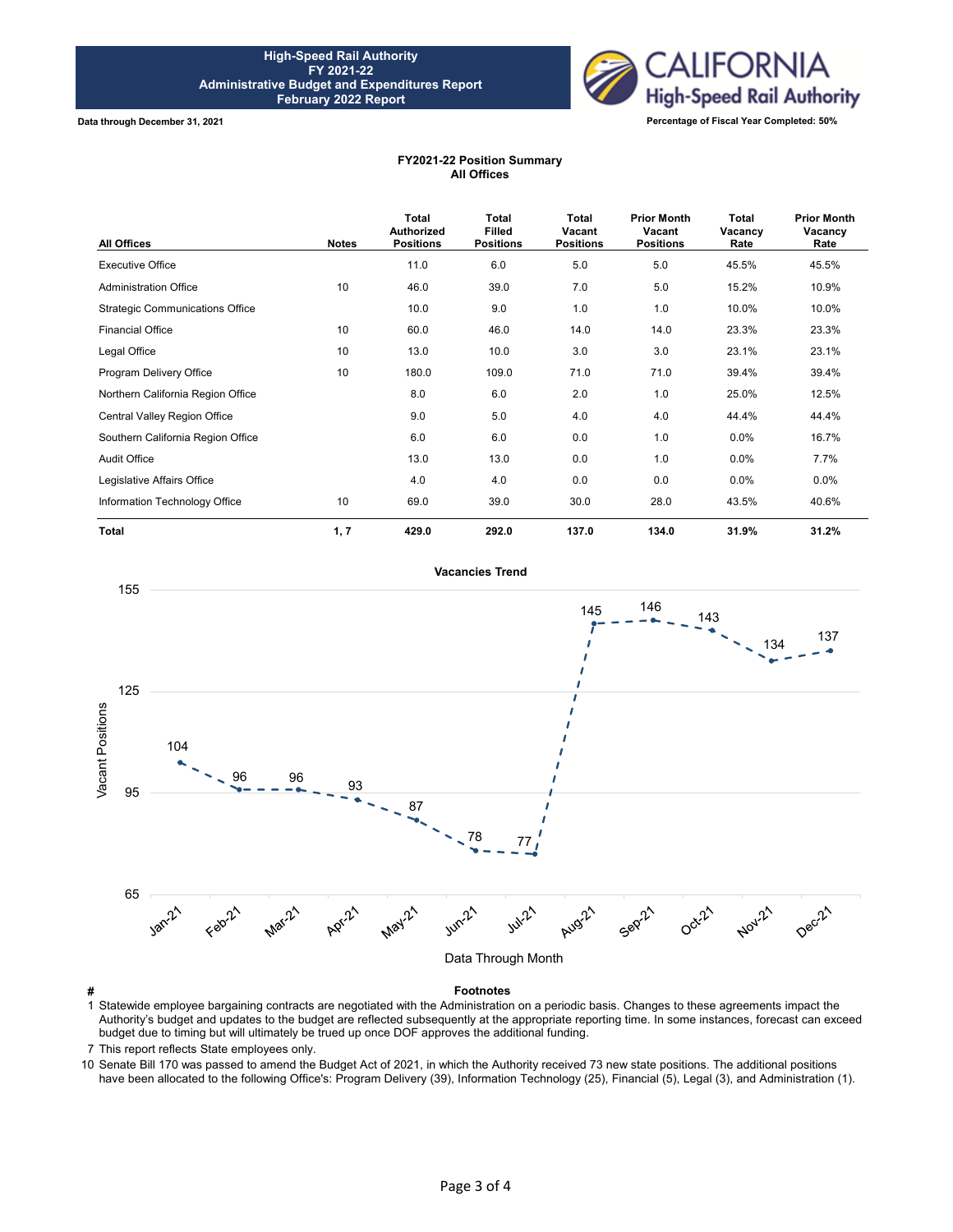**High-Speed Rail Authority**
**FY 2021-22**
**Administrative Budget and Expenditures Report**
**February 2022 Report**

**Data through December 31, 2021**

**Percentage of Fiscal Year Completed: 50%**

## FY2021-22 Position Summary
### All Offices

| All Offices | Notes | Total Authorized Positions | Total Filled Positions | Total Vacant Positions | Prior Month Vacant Positions | Total Vacancy Rate | Prior Month Vacancy Rate |
|---|---|---|---|---|---|---|---|
| Executive Office | | 11.0 | 6.0 | 5.0 | 5.0 | 45.5% | 45.5% |
| Administration Office | 10 | 46.0 | 39.0 | 7.0 | 5.0 | 15.2% | 10.9% |
| Strategic Communications Office | | 10.0 | 9.0 | 1.0 | 1.0 | 10.0% | 10.0% |
| Financial Office | 10 | 60.0 | 46.0 | 14.0 | 14.0 | 23.3% | 23.3% |
| Legal Office | 10 | 13.0 | 10.0 | 3.0 | 3.0 | 23.1% | 23.1% |
| Program Delivery Office | 10 | 180.0 | 109.0 | 71.0 | 71.0 | 39.4% | 39.4% |
| Northern California Region Office | | 8.0 | 6.0 | 2.0 | 1.0 | 25.0% | 12.5% |
| Central Valley Region Office | | 9.0 | 5.0 | 4.0 | 4.0 | 44.4% | 44.4% |
| Southern California Region Office | | 6.0 | 6.0 | 0.0 | 1.0 | 0.0% | 16.7% |
| Audit Office | | 13.0 | 13.0 | 0.0 | 1.0 | 0.0% | 7.7% |
| Legislative Affairs Office | | 4.0 | 4.0 | 0.0 | 0.0 | 0.0% | 0.0% |
| Information Technology Office | 10 | 69.0 | 39.0 | 30.0 | 28.0 | 43.5% | 40.6% |
| **Total** | **1, 7** | **429.0** | **292.0** | **137.0** | **134.0** | **31.9%** | **31.2%** |

### Vacancies Trend

| Data Through Month | Vacant Positions |
|---|---|
| Jan-21 | 104 |
| Feb-21 | 96 |
| Mar-21 | 96 |
| Apr-21 | 93 |
| May-21 | 87 |
| Jun-21 | 78 |
| Jul-21 | 77 |
| Aug-21 | 145 |
| Sep-21 | 146 |
| Oct-21 | 143 |
| Nov-21 | 134 |
| Dec-21 | 137 |

| # | Footnotes |
|---|---|
| 1 | Statewide employee bargaining contracts are negotiated with the Administration on a periodic basis. Changes to these agreements impact the Authority's budget and updates to the budget are reflected subsequently at the appropriate reporting time. In some instances, forecast can exceed budget due to timing but will ultimately be trued up once DOF approves the additional funding. |
| 7 | This report reflects State employees only. |
| 10 | Senate Bill 170 was passed to amend the Budget Act of 2021, in which the Authority received 73 new state positions. The additional positions have been allocated to the following Office's: Program Delivery (39), Information Technology (25), Financial (5), Legal (3), and Administration (1). |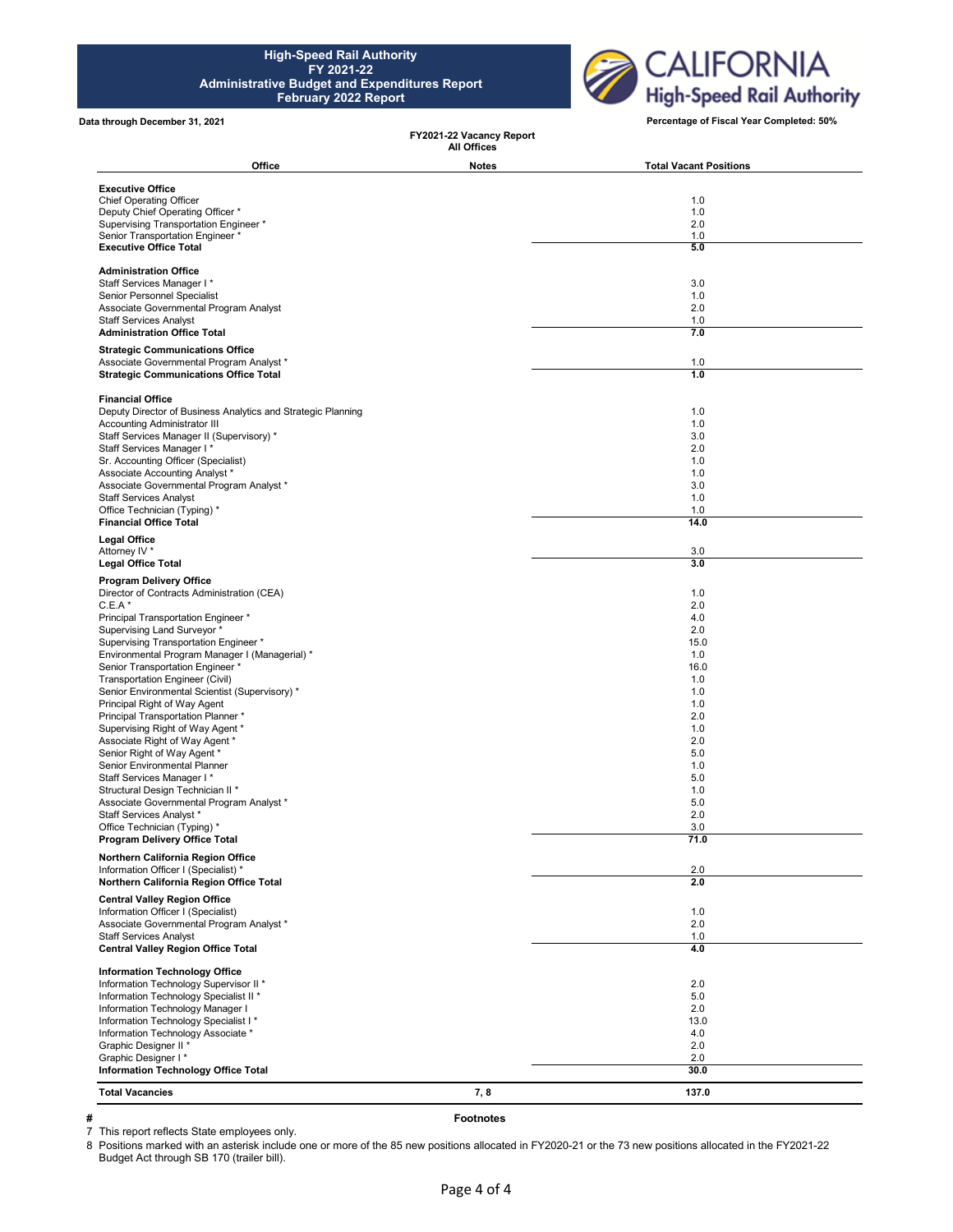**High-Speed Rail Authority**
**FY 2021-22**
**Administrative Budget and Expenditures Report**
**February 2022 Report**

CALIFORNIA High-Speed Rail Authority

**Data through December 31, 2021**

**Percentage of Fiscal Year Completed: 50%**

**FY2021-22 Vacancy Report**
**All Offices**

| Office | Notes | Total Vacant Positions |
|---|---|---|
| **Executive Office** | | |
| Chief Operating Officer | | 1.0 |
| Deputy Chief Operating Officer * | | 1.0 |
| Supervising Transportation Engineer * | | 2.0 |
| Senior Transportation Engineer * | | 1.0 |
| **Executive Office Total** | | **5.0** |
| **Administration Office** | | |
| Staff Services Manager I * | | 3.0 |
| Senior Personnel Specialist | | 1.0 |
| Associate Governmental Program Analyst | | 2.0 |
| Staff Services Analyst | | 1.0 |
| **Administration Office Total** | | **7.0** |
| **Strategic Communications Office** | | |
| Associate Governmental Program Analyst * | | 1.0 |
| **Strategic Communications Office Total** | | **1.0** |
| **Financial Office** | | |
| Deputy Director of Business Analytics and Strategic Planning | | 1.0 |
| Accounting Administrator III | | 1.0 |
| Staff Services Manager II (Supervisory) * | | 3.0 |
| Staff Services Manager I * | | 2.0 |
| Sr. Accounting Officer (Specialist) | | 1.0 |
| Associate Accounting Analyst * | | 1.0 |
| Associate Governmental Program Analyst * | | 3.0 |
| Staff Services Analyst | | 1.0 |
| Office Technician (Typing) * | | 1.0 |
| **Financial Office Total** | | **14.0** |
| **Legal Office** | | |
| Attorney IV * | | 3.0 |
| **Legal Office Total** | | **3.0** |
| **Program Delivery Office** | | |
| Director of Contracts Administration (CEA) | | 1.0 |
| C.E.A * | | 2.0 |
| Principal Transportation Engineer * | | 4.0 |
| Supervising Land Surveyor * | | 2.0 |
| Supervising Transportation Engineer * | | 15.0 |
| Environmental Program Manager I (Managerial) * | | 1.0 |
| Senior Transportation Engineer * | | 16.0 |
| Transportation Engineer (Civil) | | 1.0 |
| Senior Environmental Scientist (Supervisory) * | | 1.0 |
| Principal Right of Way Agent | | 1.0 |
| Principal Transportation Planner * | | 2.0 |
| Supervising Right of Way Agent * | | 1.0 |
| Associate Right of Way Agent * | | 2.0 |
| Senior Right of Way Agent * | | 5.0 |
| Senior Environmental Planner | | 1.0 |
| Staff Services Manager I * | | 5.0 |
| Structural Design Technician II * | | 1.0 |
| Associate Governmental Program Analyst * | | 5.0 |
| Staff Services Analyst * | | 2.0 |
| Office Technician (Typing) * | | 3.0 |
| **Program Delivery Office Total** | | **71.0** |
| **Northern California Region Office** | | |
| Information Officer I (Specialist) * | | 2.0 |
| **Northern California Region Office Total** | | **2.0** |
| **Central Valley Region Office** | | |
| Information Officer I (Specialist) | | 1.0 |
| Associate Governmental Program Analyst * | | 2.0 |
| Staff Services Analyst | | 1.0 |
| **Central Valley Region Office Total** | | **4.0** |
| **Information Technology Office** | | |
| Information Technology Supervisor II * | | 2.0 |
| Information Technology Specialist II * | | 5.0 |
| Information Technology Manager I | | 2.0 |
| Information Technology Specialist I * | | 13.0 |
| Information Technology Associate * | | 4.0 |
| Graphic Designer II * | | 2.0 |
| Graphic Designer I * | | 2.0 |
| **Information Technology Office Total** | | **30.0** |
| **Total Vacancies** | **7, 8** | **137.0** |

| # | Footnotes |
|---|---|
| 7 | This report reflects State employees only. |
| 8 | Positions marked with an asterisk include one or more of the 85 new positions allocated in FY2020-21 or the 73 new positions allocated in the FY2021-22 Budget Act through SB 170 (trailer bill). |